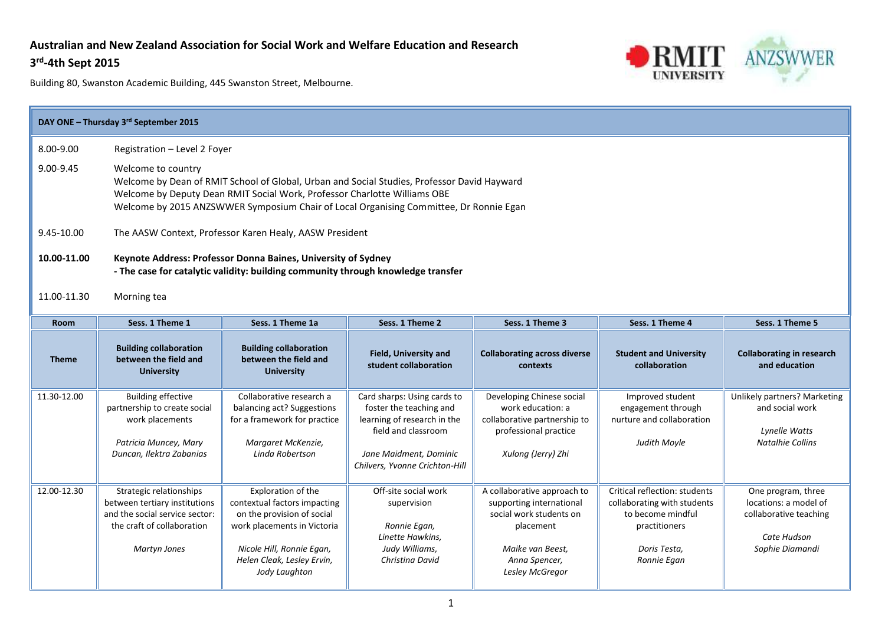# Australian and New Zealand Association for Social Work and Welfare Education and Research

## 3rd-4th Sept 2015

Building 80, Swanston Academic Building, 445 Swanston Street, Melbourne.

### DAY ONE – Thursday 3rd September 2015

8.00-9.00 Registration – Level 2 Foyer

9.00-9.45 Welcome to country
Welcome by Dean of RMIT School of Global, Urban and Social Studies, Professor David Hayward
Welcome by Deputy Dean RMIT Social Work, Professor Charlotte Williams OBE
Welcome by 2015 ANZSWWER Symposium Chair of Local Organising Committee, Dr Ronnie Egan

9.45-10.00 The AASW Context, Professor Karen Healy, AASW President

**10.00-11.00 Keynote Address: Professor Donna Baines, University of Sydney**
**- The case for catalytic validity: building community through knowledge transfer**

11.00-11.30 Morning tea

| Room | Sess. 1 Theme 1 | Sess. 1 Theme 1a | Sess. 1 Theme 2 | Sess. 1 Theme 3 | Sess. 1 Theme 4 | Sess. 1 Theme 5 |
|---|---|---|---|---|---|---|
| **Theme** | **Building collaboration between the field and University** | **Building collaboration between the field and University** | **Field, University and student collaboration** | **Collaborating across diverse contexts** | **Student and University collaboration** | **Collaborating in research and education** |
| 11.30-12.00 | Building effective partnership to create social work placements<br><br>*Patricia Muncey, Mary Duncan, Ilektra Zabanias* | Collaborative research a balancing act? Suggestions for a framework for practice<br><br>*Margaret McKenzie, Linda Robertson* | Card sharps: Using cards to foster the teaching and learning of research in the field and classroom<br><br>*Jane Maidment, Dominic Chilvers, Yvonne Crichton-Hill* | Developing Chinese social work education: a collaborative partnership to professional practice<br><br>*Xulong (Jerry) Zhi* | Improved student engagement through nurture and collaboration<br><br>*Judith Moyle* | Unlikely partners? Marketing and social work<br><br>*Lynelle Watts*<br>*Natalhie Collins* |
| 12.00-12.30 | Strategic relationships between tertiary institutions and the social service sector: the craft of collaboration<br><br>*Martyn Jones* | Exploration of the contextual factors impacting on the provision of social work placements in Victoria<br><br>*Nicole Hill, Ronnie Egan, Helen Cleak, Lesley Ervin, Jody Laughton* | Off-site social work supervision<br><br>*Ronnie Egan, Linette Hawkins, Judy Williams, Christina David* | A collaborative approach to supporting international social work students on placement<br><br>*Maike van Beest, Anna Spencer, Lesley McGregor* | Critical reflection: students collaborating with students to become mindful practitioners<br><br>*Doris Testa, Ronnie Egan* | One program, three locations: a model of collaborative teaching<br><br>*Cate Hudson*<br>*Sophie Diamandi* |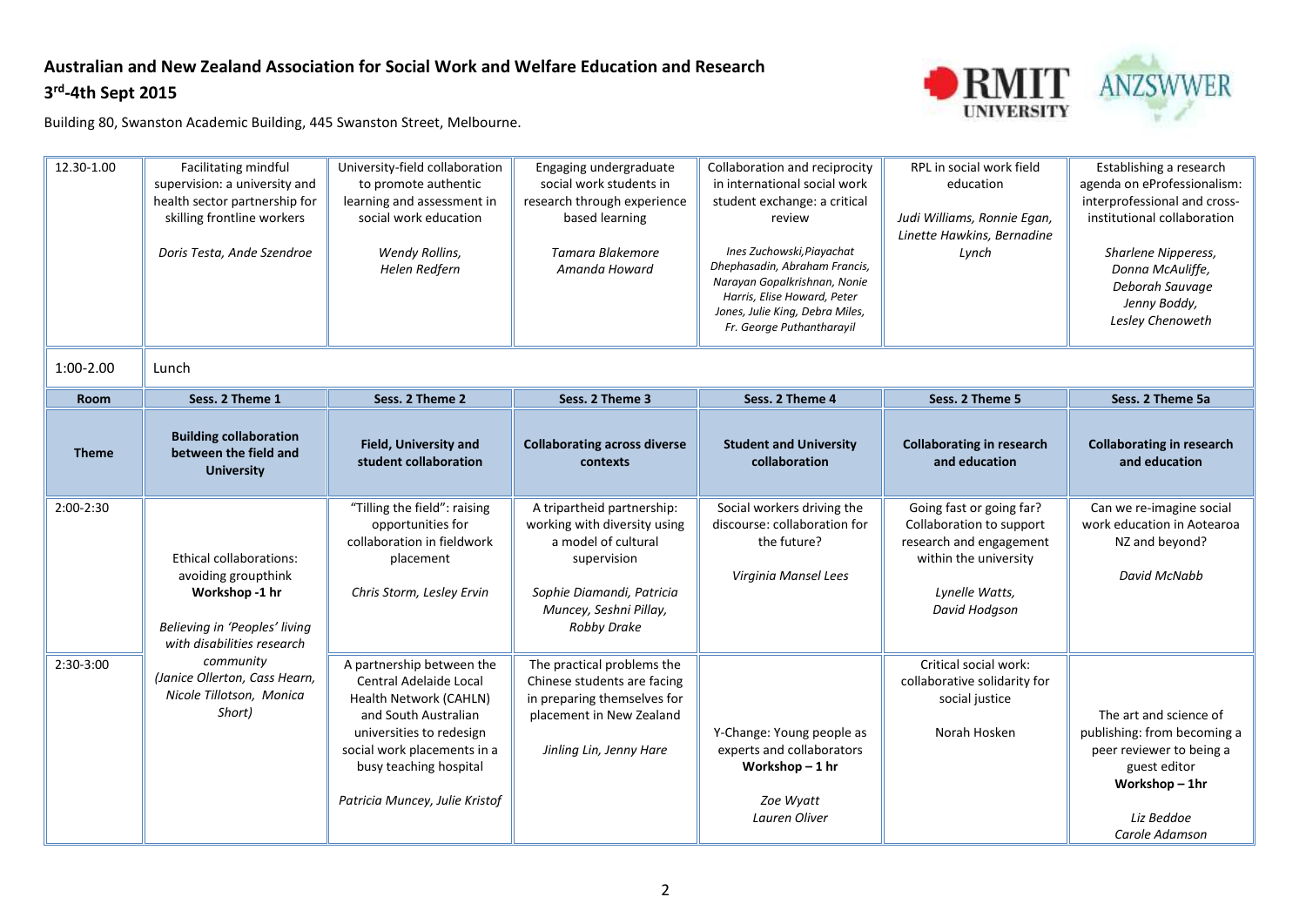**Australian and New Zealand Association for Social Work and Welfare Education and Research**

**3rd-4th Sept 2015**

Building 80, Swanston Academic Building, 445 Swanston Street, Melbourne.

| | | | | | | |
|---|---|---|---|---|---|---|
| 12.30-1.00 | Facilitating mindful supervision: a university and health sector partnership for skilling frontline workers<br><br>*Doris Testa, Ande Szendroe* | University-field collaboration to promote authentic learning and assessment in social work education<br><br>*Wendy Rollins, Helen Redfern* | Engaging undergraduate social work students in research through experience based learning<br><br>*Tamara Blakemore Amanda Howard* | Collaboration and reciprocity in international social work student exchange: a critical review<br><br>*Ines Zuchowski, Piayachat Dhephasadin, Abraham Francis, Narayan Gopalkrishnan, Nonie Harris, Elise Howard, Peter Jones, Julie King, Debra Miles, Fr. George Puthantharayil* | RPL in social work field education<br><br>*Judi Williams, Ronnie Egan, Linette Hawkins, Bernadine Lynch* | Establishing a research agenda on eProfessionalism: interprofessional and cross-institutional collaboration<br><br>*Sharlene Nipperess, Donna McAuliffe, Deborah Sauvage Jenny Boddy, Lesley Chenoweth* |
| 1:00-2.00 | Lunch | | | | | |
| **Room** | **Sess. 2 Theme 1** | **Sess. 2 Theme 2** | **Sess. 2 Theme 3** | **Sess. 2 Theme 4** | **Sess. 2 Theme 5** | **Sess. 2 Theme 5a** |
| **Theme** | **Building collaboration between the field and University** | **Field, University and student collaboration** | **Collaborating across diverse contexts** | **Student and University collaboration** | **Collaborating in research and education** | **Collaborating in research and education** |
| 2:00-2:30 | Ethical collaborations: avoiding groupthink<br>**Workshop -1 hr**<br><br>*Believing in 'Peoples' living with disabilities research community (Janice Ollerton, Cass Hearn, Nicole Tillotson, Monica Short)* | "Tilling the field": raising opportunities for collaboration in fieldwork placement<br><br>*Chris Storm, Lesley Ervin* | A tripartheid partnership: working with diversity using a model of cultural supervision<br><br>*Sophie Diamandi, Patricia Muncey, Seshni Pillay, Robby Drake* | Social workers driving the discourse: collaboration for the future?<br><br>*Virginia Mansel Lees* | Going fast or going far? Collaboration to support research and engagement within the university<br><br>*Lynelle Watts, David Hodgson* | Can we re-imagine social work education in Aotearoa NZ and beyond?<br><br>*David McNabb* |
| 2:30-3:00 | | A partnership between the Central Adelaide Local Health Network (CAHLN) and South Australian universities to redesign social work placements in a busy teaching hospital<br><br>*Patricia Muncey, Julie Kristof* | The practical problems the Chinese students are facing in preparing themselves for placement in New Zealand<br><br>*Jinling Lin, Jenny Hare* | Y-Change: Young people as experts and collaborators<br>**Workshop – 1 hr**<br><br>*Zoe Wyatt Lauren Oliver* | Critical social work: collaborative solidarity for social justice<br><br>Norah Hosken | The art and science of publishing: from becoming a peer reviewer to being a guest editor<br>**Workshop – 1hr**<br><br>*Liz Beddoe Carole Adamson* |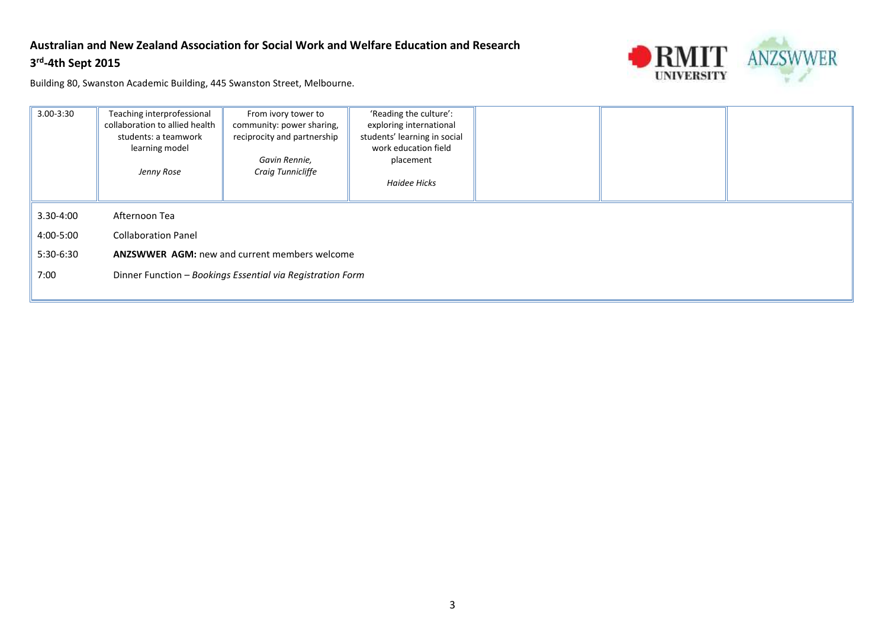**Australian and New Zealand Association for Social Work and Welfare Education and Research**

**3rd-4th Sept 2015**

Building 80, Swanston Academic Building, 445 Swanston Street, Melbourne.

| | | | | | | |
|---|---|---|---|---|---|---|
| 3.00-3:30 | Teaching interprofessional collaboration to allied health students: a teamwork learning model<br><br>*Jenny Rose* | From ivory tower to community: power sharing, reciprocity and partnership<br><br>*Gavin Rennie, Craig Tunnicliffe* | 'Reading the culture': exploring international students' learning in social work education field placement<br><br>*Haidee Hicks* | | | |
| 3.30-4:00 | Afternoon Tea | | | | | |
| 4:00-5:00 | Collaboration Panel | | | | | |
| 5:30-6:30 | **ANZSWWER AGM:** new and current members welcome | | | | | |
| 7:00 | Dinner Function – *Bookings Essential via Registration Form* | | | | | |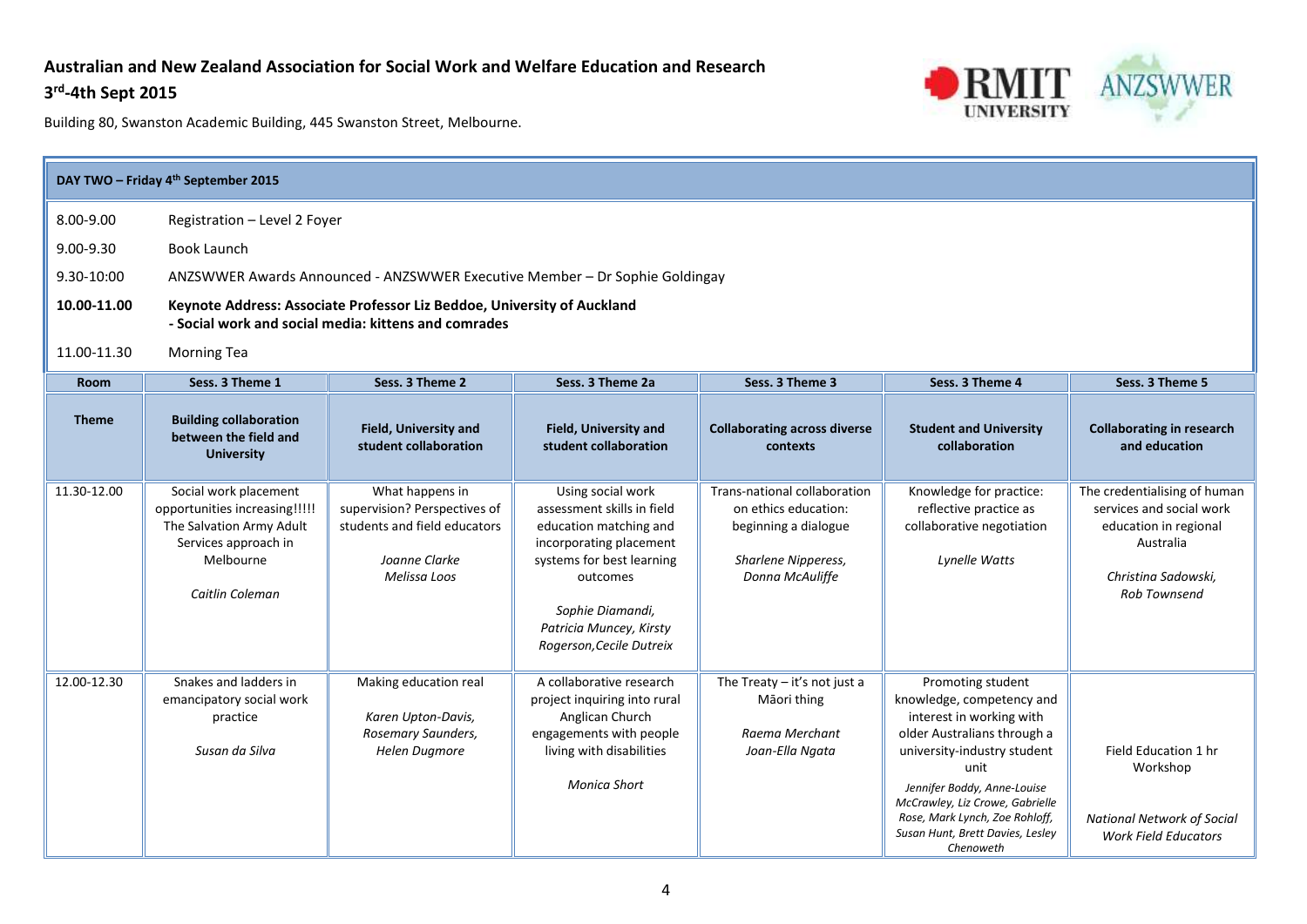**Australian and New Zealand Association for Social Work and Welfare Education and Research**

**3rd-4th Sept 2015**

Building 80, Swanston Academic Building, 445 Swanston Street, Melbourne.

**DAY TWO – Friday 4th September 2015**

| | |
|---|---|
| 8.00-9.00 | Registration – Level 2 Foyer |
| 9.00-9.30 | Book Launch |
| 9.30-10:00 | ANZSWWER Awards Announced - ANZSWWER Executive Member – Dr Sophie Goldingay |
| **10.00-11.00** | **Keynote Address: Associate Professor Liz Beddoe, University of Auckland - Social work and social media: kittens and comrades** |
| 11.00-11.30 | Morning Tea |

| Room | Sess. 3 Theme 1 | Sess. 3 Theme 2 | Sess. 3 Theme 2a | Sess. 3 Theme 3 | Sess. 3 Theme 4 | Sess. 3 Theme 5 |
|---|---|---|---|---|---|---|
| **Theme** | **Building collaboration between the field and University** | **Field, University and student collaboration** | **Field, University and student collaboration** | **Collaborating across diverse contexts** | **Student and University collaboration** | **Collaborating in research and education** |
| 11.30-12.00 | Social work placement opportunities increasing!!!!! The Salvation Army Adult Services approach in Melbourne<br><br>*Caitlin Coleman* | What happens in supervision? Perspectives of students and field educators<br><br>*Joanne Clarke*<br>*Melissa Loos* | Using social work assessment skills in field education matching and incorporating placement systems for best learning outcomes<br><br>*Sophie Diamandi, Patricia Muncey, Kirsty Rogerson, Cecile Dutreix* | Trans-national collaboration on ethics education: beginning a dialogue<br><br>*Sharlene Nipperess, Donna McAuliffe* | Knowledge for practice: reflective practice as collaborative negotiation<br><br>*Lynelle Watts* | The credentialising of human services and social work education in regional Australia<br><br>*Christina Sadowski, Rob Townsend* |
| 12.00-12.30 | Snakes and ladders in emancipatory social work practice<br><br>*Susan da Silva* | Making education real<br><br>*Karen Upton-Davis, Rosemary Saunders, Helen Dugmore* | A collaborative research project inquiring into rural Anglican Church engagements with people living with disabilities<br><br>*Monica Short* | The Treaty – it's not just a Māori thing<br><br>*Raema Merchant*<br>*Joan-Ella Ngata* | Promoting student knowledge, competency and interest in working with older Australians through a university-industry student unit<br><br>*Jennifer Boddy, Anne-Louise McCrawley, Liz Crowe, Gabrielle Rose, Mark Lynch, Zoe Rohloff, Susan Hunt, Brett Davies, Lesley Chenoweth* | Field Education 1 hr Workshop<br><br>*National Network of Social Work Field Educators* |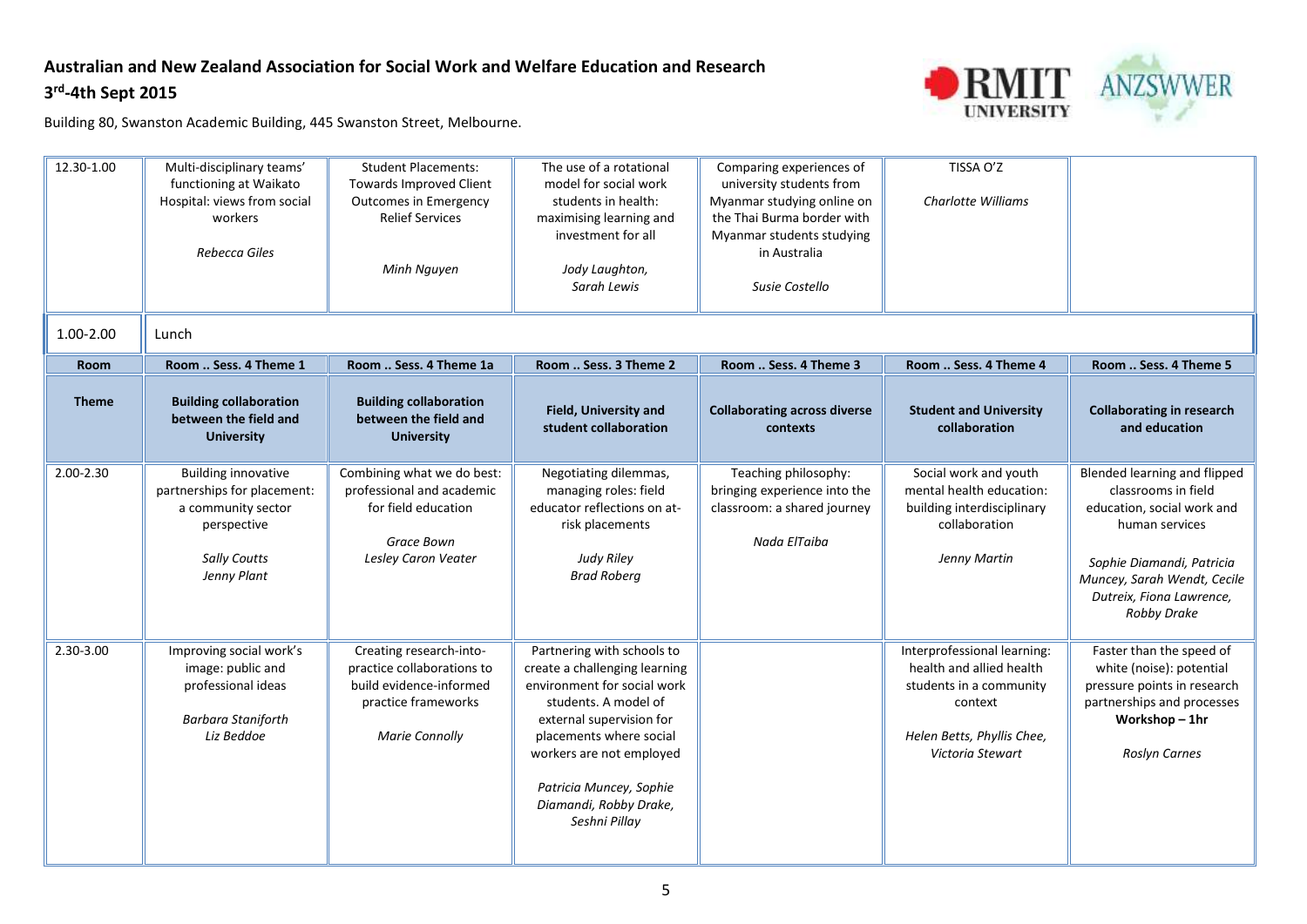**Australian and New Zealand Association for Social Work and Welfare Education and Research**
**3rd-4th Sept 2015**

Building 80, Swanston Academic Building, 445 Swanston Street, Melbourne.

| 12.30-1.00 | Multi-disciplinary teams' functioning at Waikato Hospital: views from social workers<br><br>*Rebecca Giles* | Student Placements: Towards Improved Client Outcomes in Emergency Relief Services<br><br>*Minh Nguyen* | The use of a rotational model for social work students in health: maximising learning and investment for all<br><br>*Jody Laughton, Sarah Lewis* | Comparing experiences of university students from Myanmar studying online on the Thai Burma border with Myanmar students studying in Australia<br><br>*Susie Costello* | TISSA O'Z<br><br>*Charlotte Williams* | |
|---|---|---|---|---|---|---|
| 1.00-2.00 | Lunch | | | | | |
| **Room** | **Room .. Sess. 4 Theme 1** | **Room .. Sess. 4 Theme 1a** | **Room .. Sess. 3 Theme 2** | **Room .. Sess. 4 Theme 3** | **Room .. Sess. 4 Theme 4** | **Room .. Sess. 4 Theme 5** |
| **Theme** | **Building collaboration between the field and University** | **Building collaboration between the field and University** | **Field, University and student collaboration** | **Collaborating across diverse contexts** | **Student and University collaboration** | **Collaborating in research and education** |
| 2.00-2.30 | Building innovative partnerships for placement: a community sector perspective<br><br>*Sally Coutts*<br>*Jenny Plant* | Combining what we do best: professional and academic for field education<br><br>*Grace Bown*<br>*Lesley Caron Veater* | Negotiating dilemmas, managing roles: field educator reflections on at-risk placements<br><br>*Judy Riley*<br>*Brad Roberg* | Teaching philosophy: bringing experience into the classroom: a shared journey<br><br>*Nada ElTaiba* | Social work and youth mental health education: building interdisciplinary collaboration<br><br>*Jenny Martin* | Blended learning and flipped classrooms in field education, social work and human services<br><br>*Sophie Diamandi, Patricia Muncey, Sarah Wendt, Cecile Dutreix, Fiona Lawrence, Robby Drake* |
| 2.30-3.00 | Improving social work's image: public and professional ideas<br><br>*Barbara Staniforth*<br>*Liz Beddoe* | Creating research-into-practice collaborations to build evidence-informed practice frameworks<br><br>*Marie Connolly* | Partnering with schools to create a challenging learning environment for social work students. A model of external supervision for placements where social workers are not employed<br><br>*Patricia Muncey, Sophie Diamandi, Robby Drake, Seshni Pillay* | | Interprofessional learning: health and allied health students in a community context<br><br>*Helen Betts, Phyllis Chee, Victoria Stewart* | Faster than the speed of white (noise): potential pressure points in research partnerships and processes<br>**Workshop – 1hr**<br><br>*Roslyn Carnes* |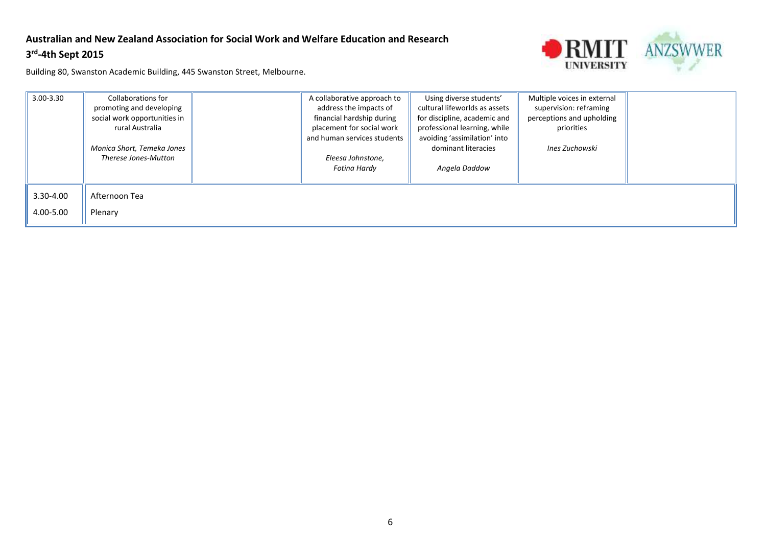**Australian and New Zealand Association for Social Work and Welfare Education and Research**

**3rd-4th Sept 2015**

Building 80, Swanston Academic Building, 445 Swanston Street, Melbourne.

| | | | | | | |
|---|---|---|---|---|---|---|
| 3.00-3.30 | Collaborations for promoting and developing social work opportunities in rural Australia<br><br>*Monica Short, Temeka Jones Therese Jones-Mutton* | | A collaborative approach to address the impacts of financial hardship during placement for social work and human services students<br><br>*Eleesa Johnstone, Fotina Hardy* | Using diverse students' cultural lifeworlds as assets for discipline, academic and professional learning, while avoiding 'assimilation' into dominant literacies<br><br>*Angela Daddow* | Multiple voices in external supervision: reframing perceptions and upholding priorities<br><br>*Ines Zuchowski* | |
| 3.30-4.00 | Afternoon Tea | | | | | |
| 4.00-5.00 | Plenary | | | | | |